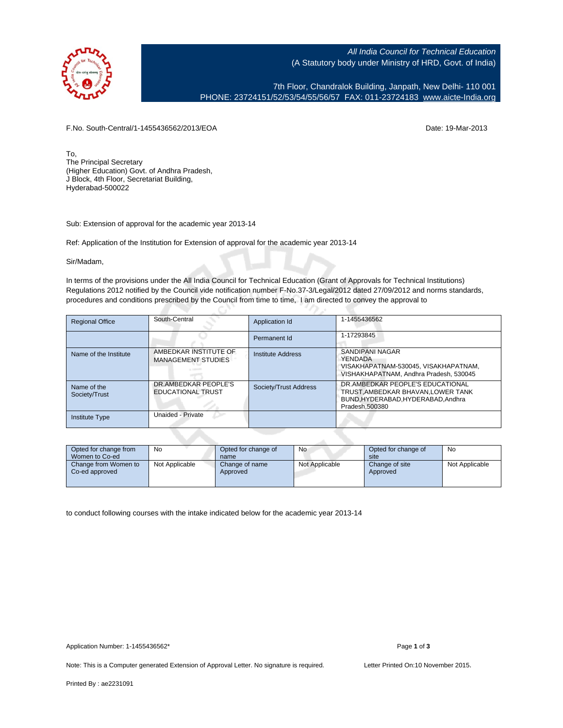*All India Council for Technical Education*
(A Statutory body under Ministry of HRD, Govt. of India)

7th Floor, Chandralok Building, Janpath, New Delhi- 110 001
PHONE: 23724151/52/53/54/55/56/57 FAX: 011-23724183 www.aicte-India.org

F.No. South-Central/1-1455436562/2013/EOA

Date: 19-Mar-2013

To,
The Principal Secretary
(Higher Education) Govt. of Andhra Pradesh,
J Block, 4th Floor, Secretariat Building,
Hyderabad-500022

Sub: Extension of approval for the academic year 2013-14

Ref: Application of the Institution for Extension of approval for the academic year 2013-14

Sir/Madam,

In terms of the provisions under the All India Council for Technical Education (Grant of Approvals for Technical Institutions) Regulations 2012 notified by the Council vide notification number F-No.37-3/Legal/2012 dated 27/09/2012 and norms standards, procedures and conditions prescribed by the Council from time to time, I am directed to convey the approval to

| Regional Office | South-Central | Application Id | 1-1455436562 |
|---|---|---|---|
| | | Permanent Id | 1-17293845 |
| Name of the Institute | AMBEDKAR INSTITUTE OF MANAGEMENT STUDIES | Institute Address | SANDIPANI NAGAR YENDADA VISAKHAPATNAM-530045, VISAKHAPATNAM, VISHAKHAPATNAM, Andhra Pradesh, 530045 |
| Name of the Society/Trust | DR.AMBEDKAR PEOPLE'S EDUCATIONAL TRUST | Society/Trust Address | DR.AMBEDKAR PEOPLE'S EDUCATIONAL TRUST,AMBEDKAR BHAVAN,LOWER TANK BUND,HYDERABAD,HYDERABAD,Andhra Pradesh,500380 |
| Institute Type | Unaided - Private | | |

| Opted for change from Women to Co-ed | No | Opted for change of name | No | Opted for change of site | No |
|---|---|---|---|---|---|
| Change from Women to Co-ed approved | Not Applicable | Change of name Approved | Not Applicable | Change of site Approved | Not Applicable |

to conduct following courses with the intake indicated below for the academic year 2013-14

Application Number: 1-1455436562*

Note: This is a Computer generated Extension of Approval Letter. No signature is required.

Letter Printed On:10 November 2015.

Printed By : ae2231091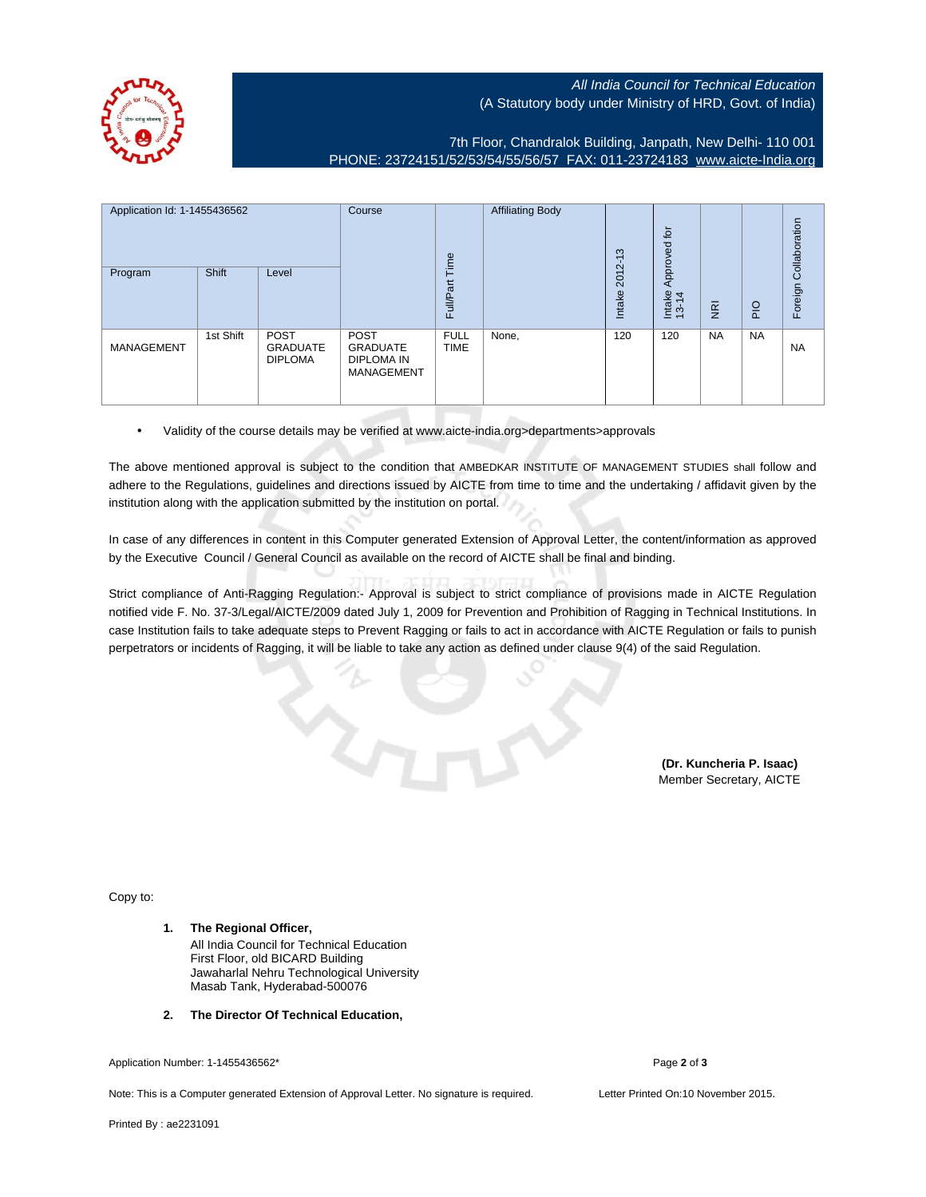*All India Council for Technical Education*
(A Statutory body under Ministry of HRD, Govt. of India)

7th Floor, Chandralok Building, Janpath, New Delhi- 110 001
PHONE: 23724151/52/53/54/55/56/57 FAX: 011-23724183 www.aicte-India.org

| Application Id: 1-1455436562 | | | Course | Full/Part Time | Affiliating Body | Intake 2012-13 | Intake Approved for 13-14 | NRI | PIO | Foreign Collaboration |
|---|---|---|---|---|---|---|---|---|---|---|
| Program | Shift | Level | | | | | | | | |
| MANAGEMENT | 1st Shift | POST GRADUATE DIPLOMA | POST GRADUATE DIPLOMA IN MANAGEMENT | FULL TIME | None, | 120 | 120 | NA | NA | NA |

- Validity of the course details may be verified at www.aicte-india.org>departments>approvals

The above mentioned approval is subject to the condition that AMBEDKAR INSTITUTE OF MANAGEMENT STUDIES shall follow and adhere to the Regulations, guidelines and directions issued by AICTE from time to time and the undertaking / affidavit given by the institution along with the application submitted by the institution on portal.

In case of any differences in content in this Computer generated Extension of Approval Letter, the content/information as approved by the Executive Council / General Council as available on the record of AICTE shall be final and binding.

Strict compliance of Anti-Ragging Regulation:- Approval is subject to strict compliance of provisions made in AICTE Regulation notified vide F. No. 37-3/Legal/AICTE/2009 dated July 1, 2009 for Prevention and Prohibition of Ragging in Technical Institutions. In case Institution fails to take adequate steps to Prevent Ragging or fails to act in accordance with AICTE Regulation or fails to punish perpetrators or incidents of Ragging, it will be liable to take any action as defined under clause 9(4) of the said Regulation.

**(Dr. Kuncheria P. Isaac)**
Member Secretary, AICTE

Copy to:

1. **The Regional Officer,**
   All India Council for Technical Education
   First Floor, old BICARD Building
   Jawaharlal Nehru Technological University
   Masab Tank, Hyderabad-500076

2. **The Director Of Technical Education,**

Application Number: 1-1455436562*

Note: This is a Computer generated Extension of Approval Letter. No signature is required.

Letter Printed On:10 November 2015.

Printed By : ae2231091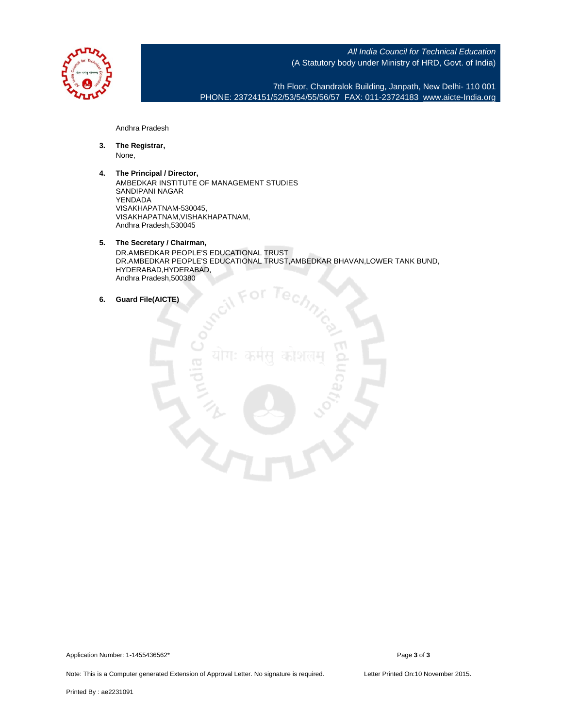Andhra Pradesh

3. **The Registrar,**
   None,

4. **The Principal / Director,**
   AMBEDKAR INSTITUTE OF MANAGEMENT STUDIES
   SANDIPANI NAGAR
   YENDADA
   VISAKHAPATNAM-530045,
   VISAKHAPATNAM,VISHAKHAPATNAM,
   Andhra Pradesh,530045

5. **The Secretary / Chairman,**
   DR.AMBEDKAR PEOPLE'S EDUCATIONAL TRUST
   DR.AMBEDKAR PEOPLE'S EDUCATIONAL TRUST,AMBEDKAR BHAVAN,LOWER TANK BUND,
   HYDERABAD,HYDERABAD,
   Andhra Pradesh,500380

6. **Guard File(AICTE)**

Application Number: 1-1455436562*

Note: This is a Computer generated Extension of Approval Letter. No signature is required.

Letter Printed On:10 November 2015.

Printed By : ae2231091